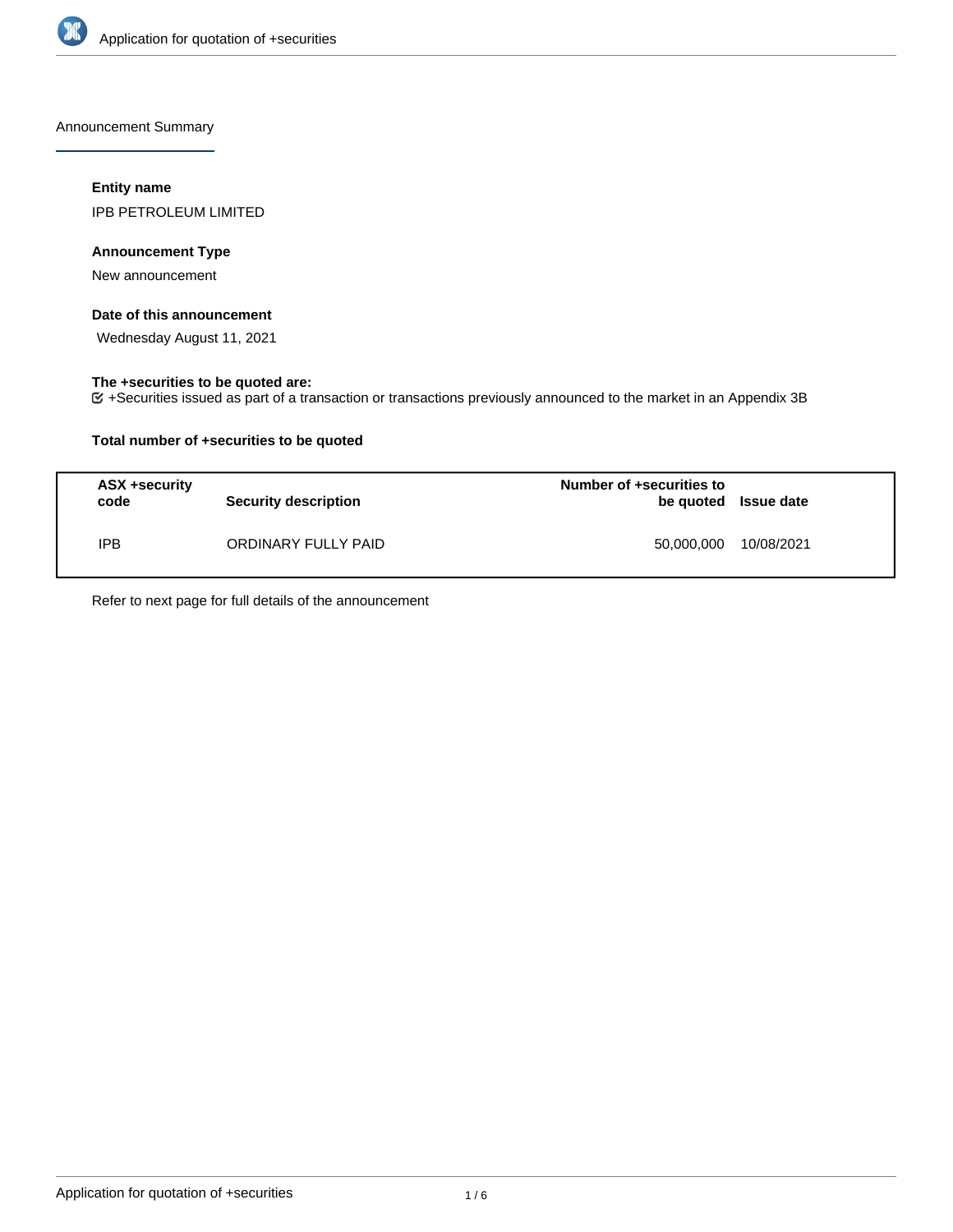# Application for quotation of +securities

## Announcement Summary

### Entity name

IPB PETROLEUM LIMITED

### Announcement Type

New announcement

### Date of this announcement

Wednesday August 11, 2021

### The +securities to be quoted are:

☑ +Securities issued as part of a transaction or transactions previously announced to the market in an Appendix 3B

### Total number of +securities to be quoted

| ASX +security code | Security description | Number of +securities to be quoted | Issue date |
|---|---|---|---|
| IPB | ORDINARY FULLY PAID | 50,000,000 | 10/08/2021 |

Refer to next page for full details of the announcement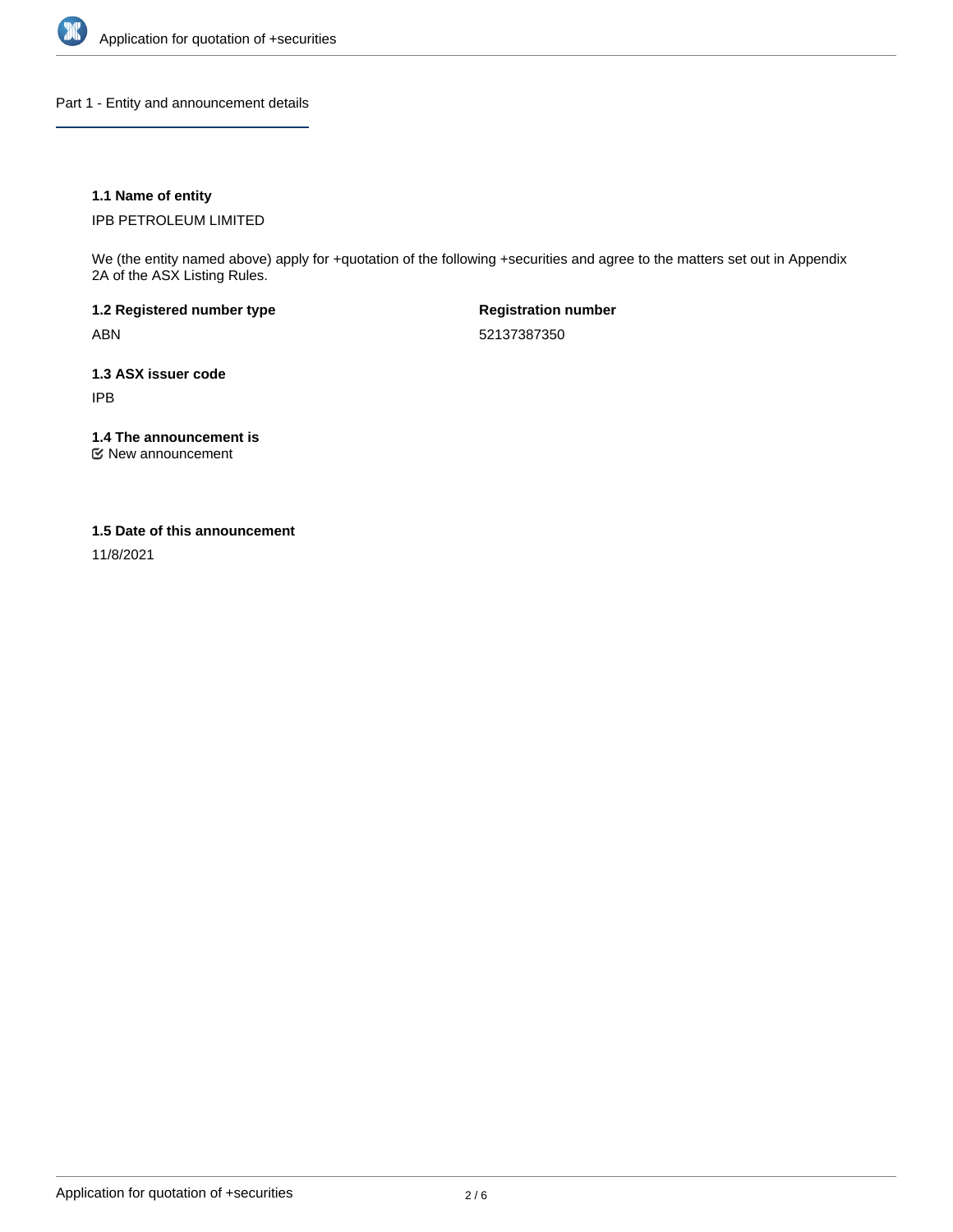## Part 1 - Entity and announcement details

### 1.1 Name of entity

IPB PETROLEUM LIMITED

We (the entity named above) apply for +quotation of the following +securities and agree to the matters set out in Appendix 2A of the ASX Listing Rules.

| 1.2 Registered number type | Registration number |
| --- | --- |
| ABN | 52137387350 |

### 1.3 ASX issuer code

IPB

### 1.4 The announcement is

☑ New announcement

### 1.5 Date of this announcement

11/8/2021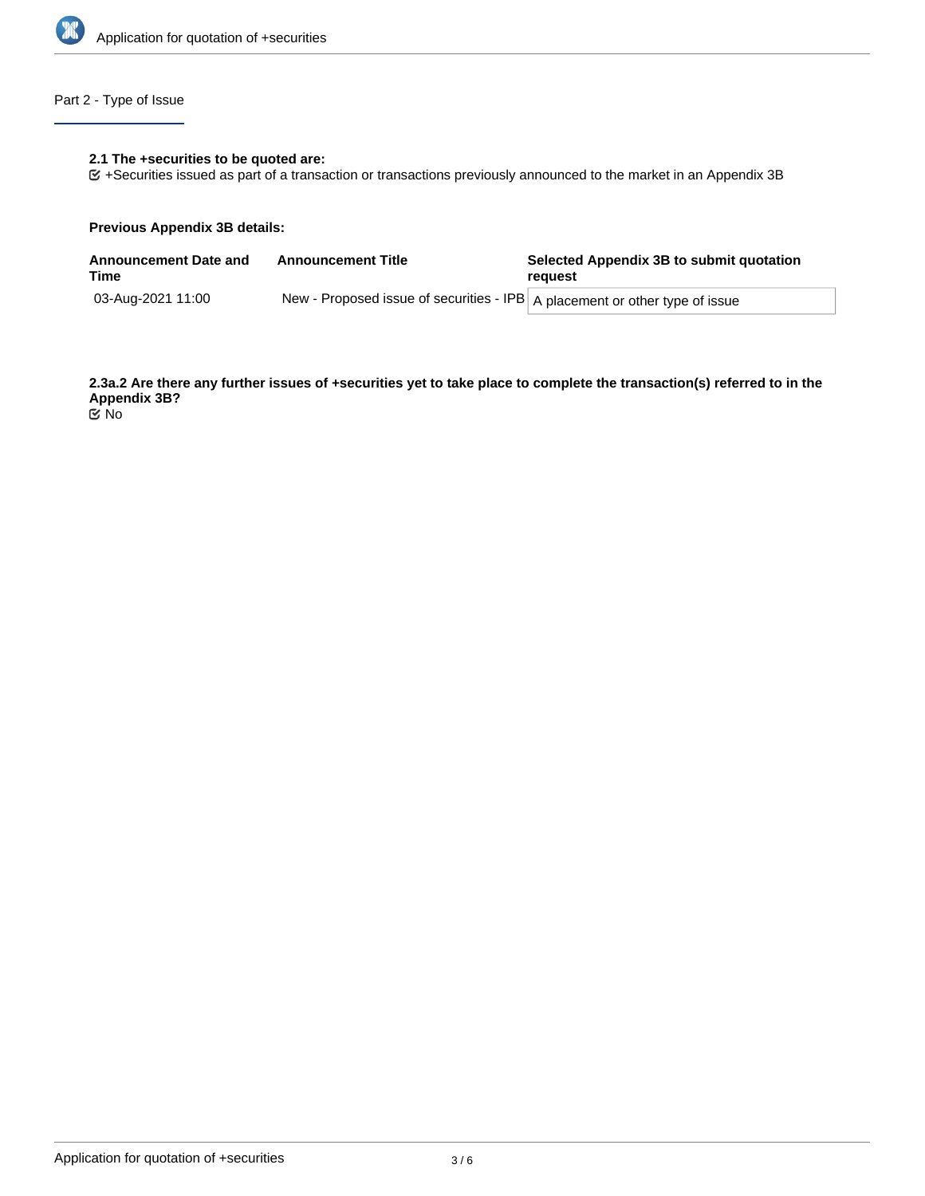## Part 2 - Type of Issue

**2.1 The +securities to be quoted are:**

☑ +Securities issued as part of a transaction or transactions previously announced to the market in an Appendix 3B

**Previous Appendix 3B details:**

| Announcement Date and Time | Announcement Title | Selected Appendix 3B to submit quotation request |
|---|---|---|
| 03-Aug-2021 11:00 | New - Proposed issue of securities - IPB | A placement or other type of issue |

**2.3a.2 Are there any further issues of +securities yet to take place to complete the transaction(s) referred to in the Appendix 3B?**

☑ No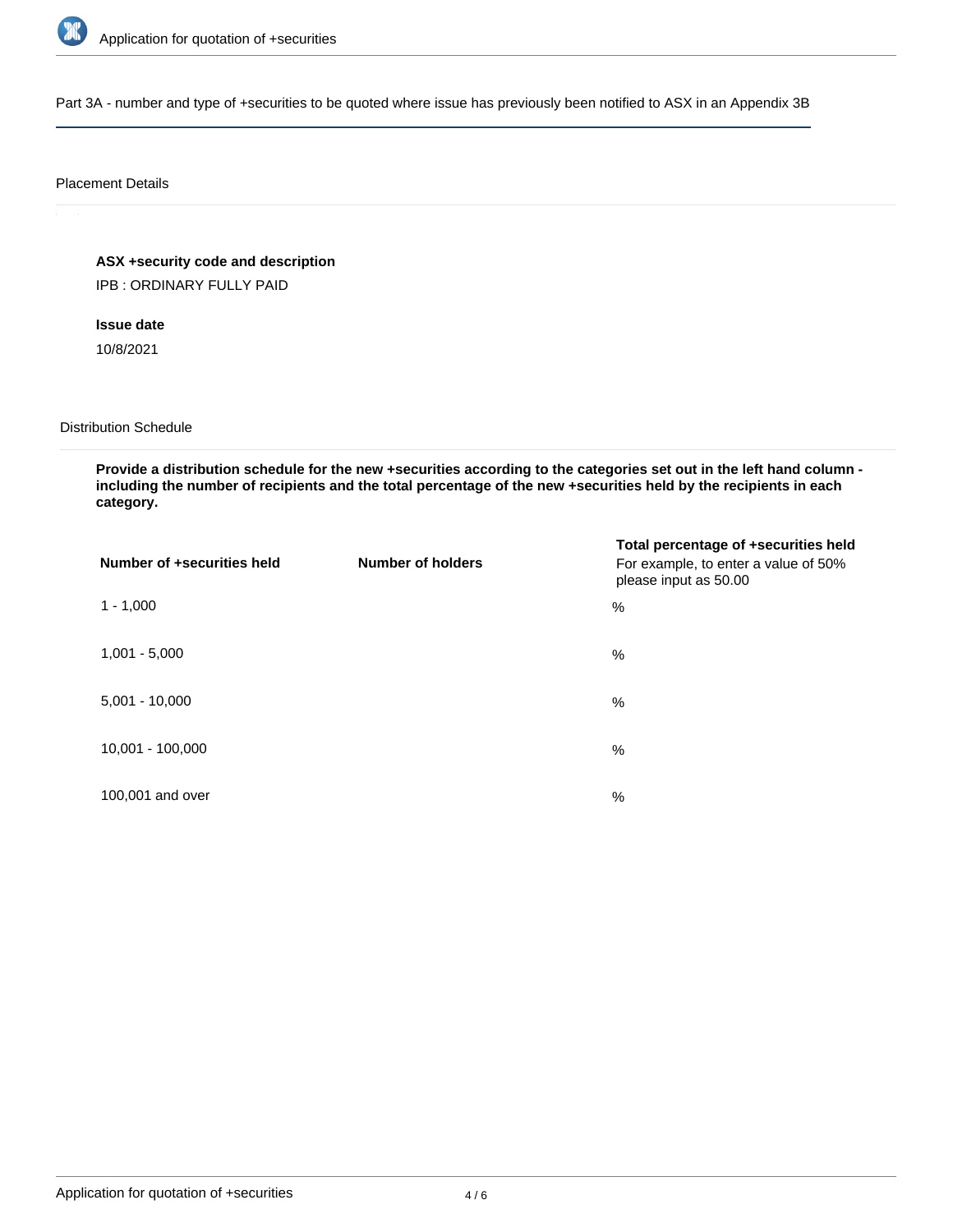Part 3A - number and type of +securities to be quoted where issue has previously been notified to ASX in an Appendix 3B

Placement Details

**ASX +security code and description**

IPB : ORDINARY FULLY PAID

**Issue date**

10/8/2021

Distribution Schedule

**Provide a distribution schedule for the new +securities according to the categories set out in the left hand column - including the number of recipients and the total percentage of the new +securities held by the recipients in each category.**

| Number of +securities held | Number of holders | Total percentage of +securities held<br>For example, to enter a value of 50% please input as 50.00 |
|---|---|---|
| 1 - 1,000 | | % |
| 1,001 - 5,000 | | % |
| 5,001 - 10,000 | | % |
| 10,001 - 100,000 | | % |
| 100,001 and over | | % |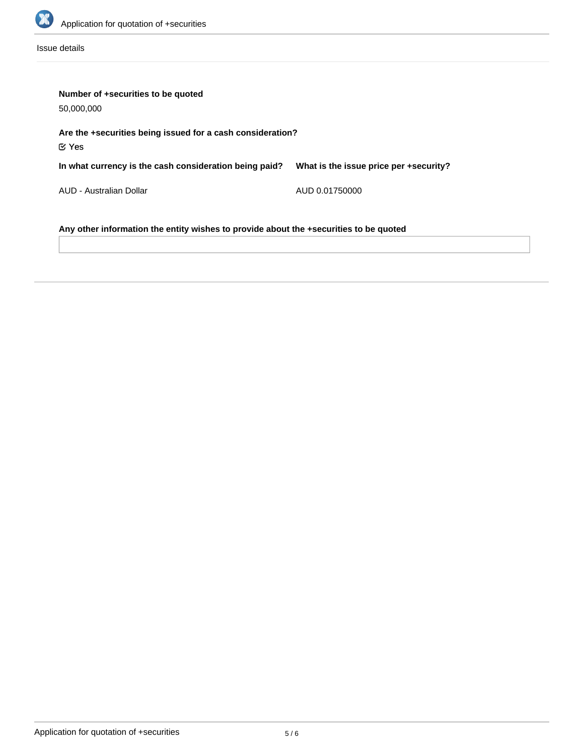Issue details

**Number of +securities to be quoted**

50,000,000

**Are the +securities being issued for a cash consideration?**

☑ Yes

**In what currency is the cash consideration being paid?**

AUD - Australian Dollar

**What is the issue price per +security?**

AUD 0.01750000

**Any other information the entity wishes to provide about the +securities to be quoted**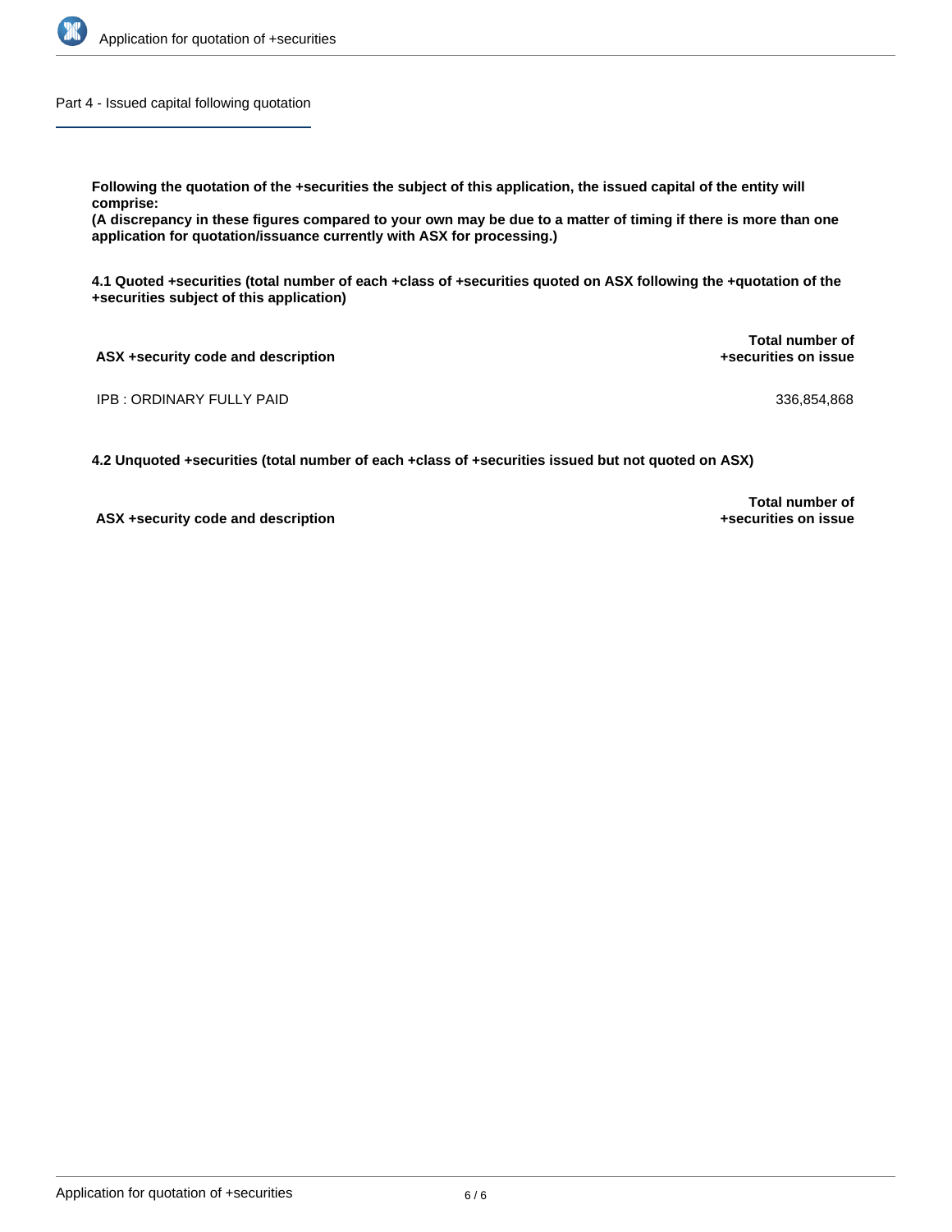## Part 4 - Issued capital following quotation

**Following the quotation of the +securities the subject of this application, the issued capital of the entity will comprise:**
**(A discrepancy in these figures compared to your own may be due to a matter of timing if there is more than one application for quotation/issuance currently with ASX for processing.)**

**4.1 Quoted +securities (total number of each +class of +securities quoted on ASX following the +quotation of the +securities subject of this application)**

| ASX +security code and description | Total number of +securities on issue |
|---|---|
| IPB : ORDINARY FULLY PAID | 336,854,868 |

**4.2 Unquoted +securities (total number of each +class of +securities issued but not quoted on ASX)**

| ASX +security code and description | Total number of +securities on issue |
|---|---|